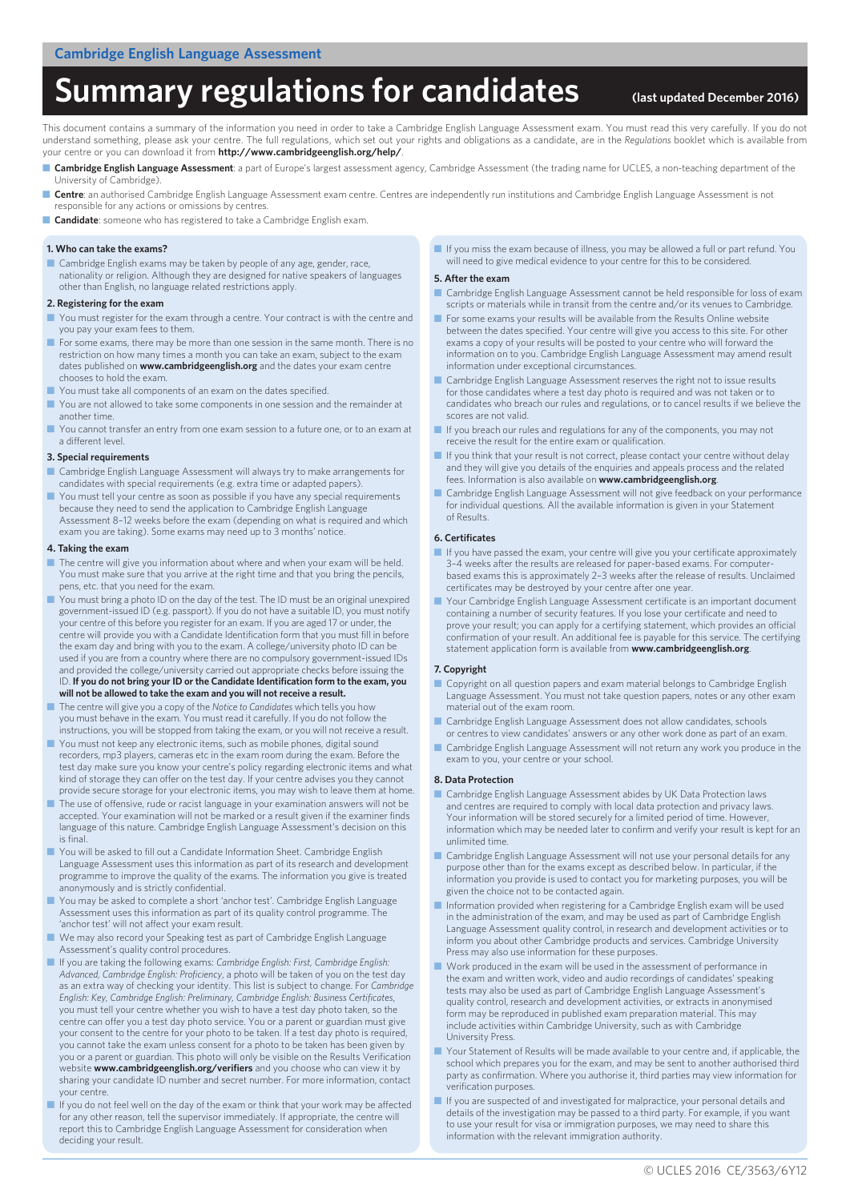Cambridge English Language Assessment

# Summary regulations for candidates

(last updated December 2016)

This document contains a summary of the information you need in order to take a Cambridge English Language Assessment exam. You must read this very carefully. If you do not understand something, please ask your centre. The full regulations, which set out your rights and obligations as a candidate, are in the *Regulations* booklet which is available from your centre or you can download it from **http://www.cambridgeenglish.org/help/**.

- **Cambridge English Language Assessment**: a part of Europe's largest assessment agency, Cambridge Assessment (the trading name for UCLES, a non-teaching department of the University of Cambridge).
- **Centre**: an authorised Cambridge English Language Assessment exam centre. Centres are independently run institutions and Cambridge English Language Assessment is not responsible for any actions or omissions by centres.
- **Candidate**: someone who has registered to take a Cambridge English exam.

### 1. Who can take the exams?

- Cambridge English exams may be taken by people of any age, gender, race, nationality or religion. Although they are designed for native speakers of languages other than English, no language related restrictions apply.

### 2. Registering for the exam

- You must register for the exam through a centre. Your contract is with the centre and you pay your exam fees to them.
- For some exams, there may be more than one session in the same month. There is no restriction on how many times a month you can take an exam, subject to the exam dates published on **www.cambridgeenglish.org** and the dates your exam centre chooses to hold the exam.
- You must take all components of an exam on the dates specified.
- You are not allowed to take some components in one session and the remainder at another time.
- You cannot transfer an entry from one exam session to a future one, or to an exam at a different level.

### 3. Special requirements

- Cambridge English Language Assessment will always try to make arrangements for candidates with special requirements (e.g. extra time or adapted papers).
- You must tell your centre as soon as possible if you have any special requirements because they need to send the application to Cambridge English Language Assessment 8–12 weeks before the exam (depending on what is required and which exam you are taking). Some exams may need up to 3 months' notice.

### 4. Taking the exam

- The centre will give you information about where and when your exam will be held. You must make sure that you arrive at the right time and that you bring the pencils, pens, etc. that you need for the exam.
- You must bring a photo ID on the day of the test. The ID must be an original unexpired government-issued ID (e.g. passport). If you do not have a suitable ID, you must notify your centre of this before you register for an exam. If you are aged 17 or under, the centre will provide you with a Candidate Identification form that you must fill in before the exam day and bring with you to the exam. A college/university photo ID can be used if you are from a country where there are no compulsory government-issued IDs and provided the college/university carried out appropriate checks before issuing the ID. **If you do not bring your ID or the Candidate Identification form to the exam, you will not be allowed to take the exam and you will not receive a result.**
- The centre will give you a copy of the *Notice to Candidates* which tells you how you must behave in the exam. You must read it carefully. If you do not follow the instructions, you will be stopped from taking the exam, or you will not receive a result.
- You must not keep any electronic items, such as mobile phones, digital sound recorders, mp3 players, cameras etc in the exam room during the exam. Before the test day make sure you know your centre's policy regarding electronic items and what kind of storage they can offer on the test day. If your centre advises you they cannot provide secure storage for your electronic items, you may wish to leave them at home.
- The use of offensive, rude or racist language in your examination answers will not be accepted. Your examination will not be marked or a result given if the examiner finds language of this nature. Cambridge English Language Assessment's decision on this is final.
- You will be asked to fill out a Candidate Information Sheet. Cambridge English Language Assessment uses this information as part of its research and development programme to improve the quality of the exams. The information you give is treated anonymously and is strictly confidential.
- You may be asked to complete a short 'anchor test'. Cambridge English Language Assessment uses this information as part of its quality control programme. The 'anchor test' will not affect your exam result.
- We may also record your Speaking test as part of Cambridge English Language Assessment's quality control procedures.
- If you are taking the following exams: *Cambridge English: First, Cambridge English: Advanced, Cambridge English: Proficiency*, a photo will be taken of you on the test day as an extra way of checking your identity. This list is subject to change. For *Cambridge English: Key, Cambridge English: Preliminary, Cambridge English: Business Certificates*, you must tell your centre whether you wish to have a test day photo taken, so the centre can offer you a test day photo service. You or a parent or guardian must give your consent to the centre for your photo to be taken. If a test day photo is required, you cannot take the exam unless consent for a photo to be taken has been given by you or a parent or guardian. This photo will only be visible on the Results Verification website **www.cambridgeenglish.org/verifiers** and you choose who can view it by sharing your candidate ID number and secret number. For more information, contact your centre.
- If you do not feel well on the day of the exam or think that your work may be affected for any other reason, tell the supervisor immediately. If appropriate, the centre will report this to Cambridge English Language Assessment for consideration when deciding your result.
- If you miss the exam because of illness, you may be allowed a full or part refund. You will need to give medical evidence to your centre for this to be considered.

### 5. After the exam

- Cambridge English Language Assessment cannot be held responsible for loss of exam scripts or materials while in transit from the centre and/or its venues to Cambridge.
- For some exams your results will be available from the Results Online website between the dates specified. Your centre will give you access to this site. For other exams a copy of your results will be posted to your centre who will forward the information on to you. Cambridge English Language Assessment may amend result information under exceptional circumstances.
- Cambridge English Language Assessment reserves the right not to issue results for those candidates where a test day photo is required and was not taken or to candidates who breach our rules and regulations, or to cancel results if we believe the scores are not valid.
- If you breach our rules and regulations for any of the components, you may not receive the result for the entire exam or qualification.
- If you think that your result is not correct, please contact your centre without delay and they will give you details of the enquiries and appeals process and the related fees. Information is also available on **www.cambridgeenglish.org**.
- Cambridge English Language Assessment will not give feedback on your performance for individual questions. All the available information is given in your Statement of Results.

### 6. Certificates

- If you have passed the exam, your centre will give you your certificate approximately 3–4 weeks after the results are released for paper-based exams. For computer-based exams this is approximately 2–3 weeks after the release of results. Unclaimed certificates may be destroyed by your centre after one year.
- Your Cambridge English Language Assessment certificate is an important document containing a number of security features. If you lose your certificate and need to prove your result; you can apply for a certifying statement, which provides an official confirmation of your result. An additional fee is payable for this service. The certifying statement application form is available from **www.cambridgeenglish.org**.

### 7. Copyright

- Copyright on all question papers and exam material belongs to Cambridge English Language Assessment. You must not take question papers, notes or any other exam material out of the exam room.
- Cambridge English Language Assessment does not allow candidates, schools or centres to view candidates' answers or any other work done as part of an exam.
- Cambridge English Language Assessment will not return any work you produce in the exam to you, your centre or your school.

### 8. Data Protection

- Cambridge English Language Assessment abides by UK Data Protection laws and centres are required to comply with local data protection and privacy laws. Your information will be stored securely for a limited period of time. However, information which may be needed later to confirm and verify your result is kept for an unlimited time.
- Cambridge English Language Assessment will not use your personal details for any purpose other than for the exams except as described below. In particular, if the information you provide is used to contact you for marketing purposes, you will be given the choice not to be contacted again.
- Information provided when registering for a Cambridge English exam will be used in the administration of the exam, and may be used as part of Cambridge English Language Assessment quality control, in research and development activities or to inform you about other Cambridge products and services. Cambridge University Press may also use information for these purposes.
- Work produced in the exam will be used in the assessment of performance in the exam and written work, video and audio recordings of candidates' speaking tests may also be used as part of Cambridge English Language Assessment's quality control, research and development activities, or extracts in anonymised form may be reproduced in published exam preparation material. This may include activities within Cambridge University, such as with Cambridge University Press.
- Your Statement of Results will be made available to your centre and, if applicable, the school which prepares you for the exam, and may be sent to another authorised third party as confirmation. Where you authorise it, third parties may view information for verification purposes.
- If you are suspected of and investigated for malpractice, your personal details and details of the investigation may be passed to a third party. For example, if you want to use your result for visa or immigration purposes, we may need to share this information with the relevant immigration authority.

© UCLES 2016 CE/3563/6Y12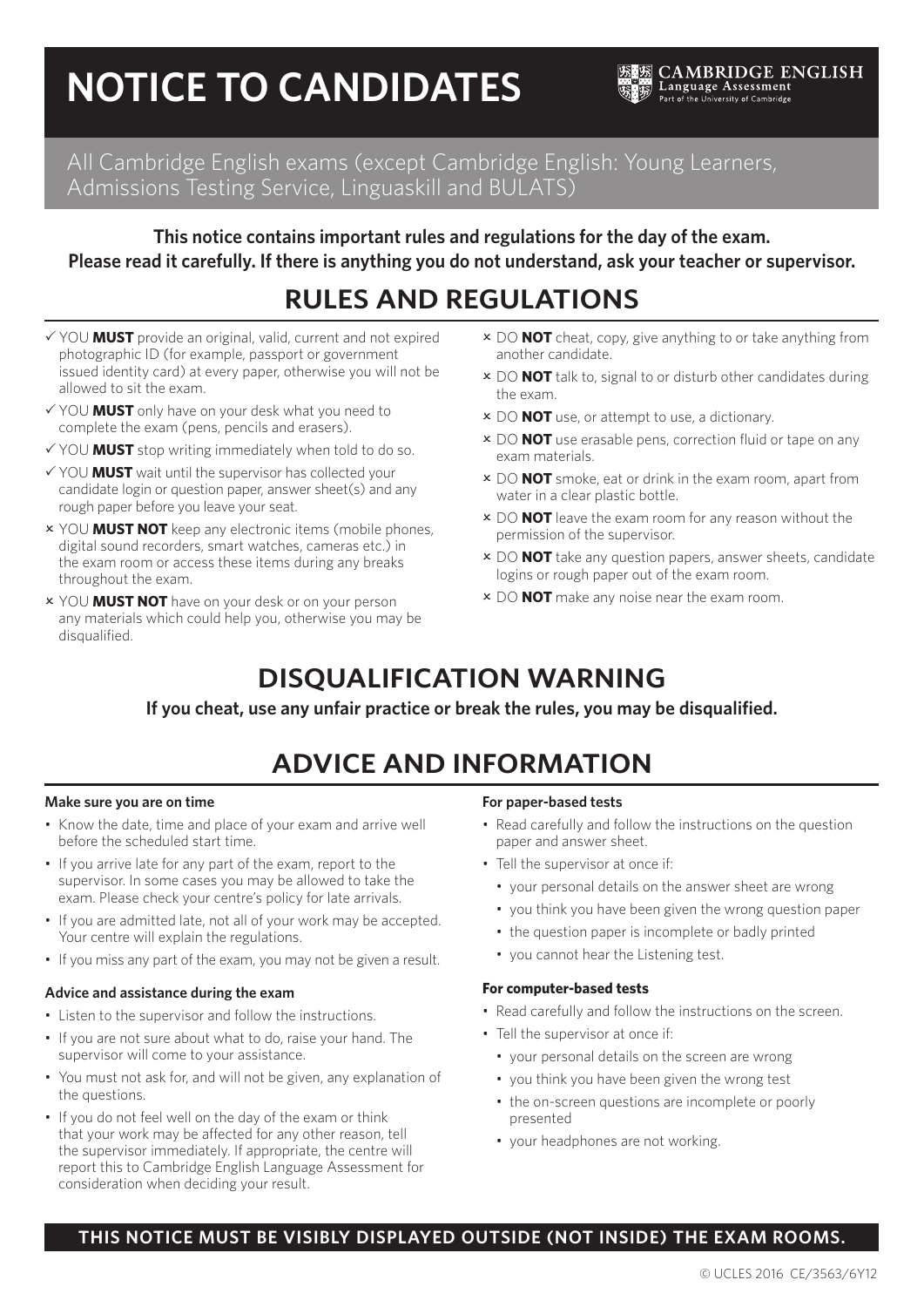# NOTICE TO CANDIDATES

CAMBRIDGE ENGLISH Language Assessment
Part of the University of Cambridge

All Cambridge English exams (except Cambridge English: Young Learners, Admissions Testing Service, Linguaskill and BULATS)

**This notice contains important rules and regulations for the day of the exam.**
**Please read it carefully. If there is anything you do not understand, ask your teacher or supervisor.**

## RULES AND REGULATIONS

- ✓ YOU **MUST** provide an original, valid, current and not expired photographic ID (for example, passport or government issued identity card) at every paper, otherwise you will not be allowed to sit the exam.
- ✓ YOU **MUST** only have on your desk what you need to complete the exam (pens, pencils and erasers).
- ✓ YOU **MUST** stop writing immediately when told to do so.
- ✓ YOU **MUST** wait until the supervisor has collected your candidate login or question paper, answer sheet(s) and any rough paper before you leave your seat.
- × YOU **MUST NOT** keep any electronic items (mobile phones, digital sound recorders, smart watches, cameras etc.) in the exam room or access these items during any breaks throughout the exam.
- × YOU **MUST NOT** have on your desk or on your person any materials which could help you, otherwise you may be disqualified.
- × DO **NOT** cheat, copy, give anything to or take anything from another candidate.
- × DO **NOT** talk to, signal to or disturb other candidates during the exam.
- × DO **NOT** use, or attempt to use, a dictionary.
- × DO **NOT** use erasable pens, correction fluid or tape on any exam materials.
- × DO **NOT** smoke, eat or drink in the exam room, apart from water in a clear plastic bottle.
- × DO **NOT** leave the exam room for any reason without the permission of the supervisor.
- × DO **NOT** take any question papers, answer sheets, candidate logins or rough paper out of the exam room.
- × DO **NOT** make any noise near the exam room.

## DISQUALIFICATION WARNING

**If you cheat, use any unfair practice or break the rules, you may be disqualified.**

## ADVICE AND INFORMATION

**Make sure you are on time**

- Know the date, time and place of your exam and arrive well before the scheduled start time.
- If you arrive late for any part of the exam, report to the supervisor. In some cases you may be allowed to take the exam. Please check your centre's policy for late arrivals.
- If you are admitted late, not all of your work may be accepted. Your centre will explain the regulations.
- If you miss any part of the exam, you may not be given a result.

**Advice and assistance during the exam**

- Listen to the supervisor and follow the instructions.
- If you are not sure about what to do, raise your hand. The supervisor will come to your assistance.
- You must not ask for, and will not be given, any explanation of the questions.
- If you do not feel well on the day of the exam or think that your work may be affected for any other reason, tell the supervisor immediately. If appropriate, the centre will report this to Cambridge English Language Assessment for consideration when deciding your result.

**For paper-based tests**

- Read carefully and follow the instructions on the question paper and answer sheet.
- Tell the supervisor at once if:
  - your personal details on the answer sheet are wrong
  - you think you have been given the wrong question paper
  - the question paper is incomplete or badly printed
  - you cannot hear the Listening test.

**For computer-based tests**

- Read carefully and follow the instructions on the screen.
- Tell the supervisor at once if:
  - your personal details on the screen are wrong
  - you think you have been given the wrong test
  - the on-screen questions are incomplete or poorly presented
  - your headphones are not working.

**THIS NOTICE MUST BE VISIBLY DISPLAYED OUTSIDE (NOT INSIDE) THE EXAM ROOMS.**

© UCLES 2016 CE/3563/6Y12